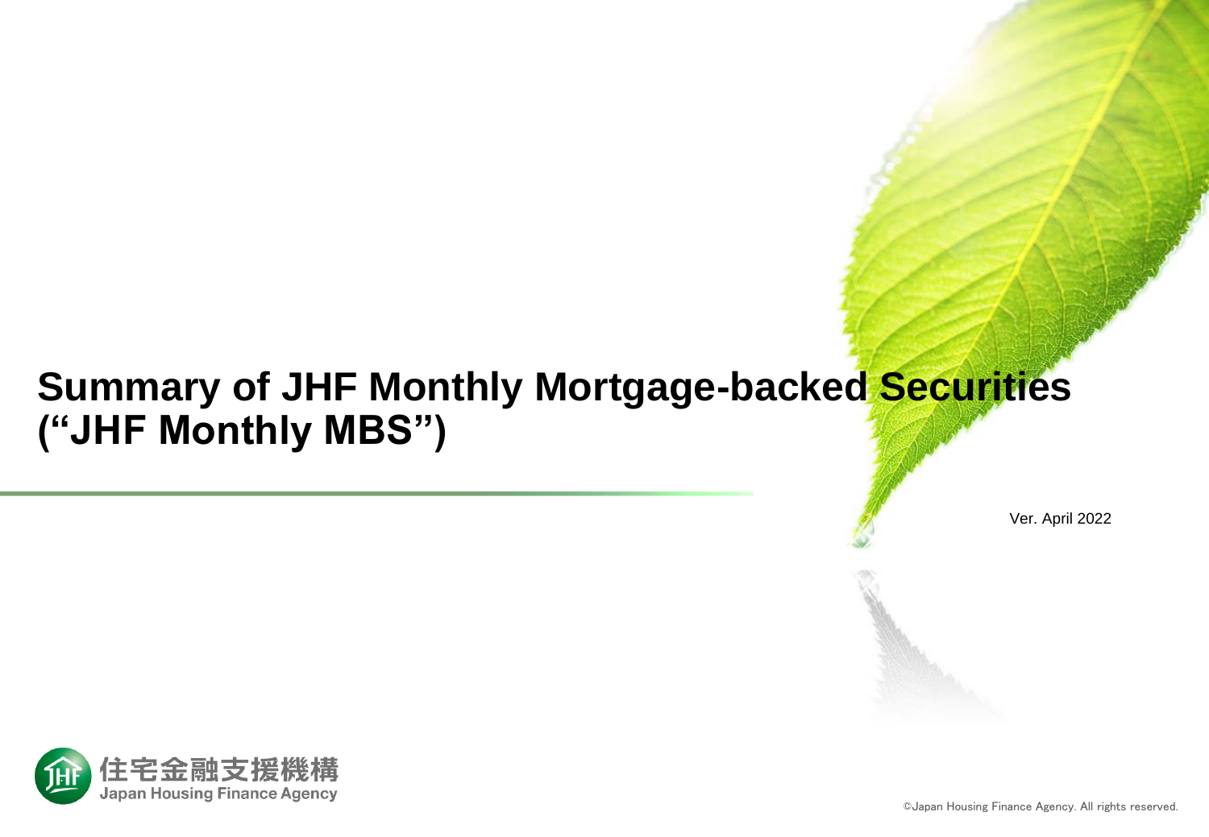# Summary of JHF Monthly Mortgage-backed Securities ("JHF Monthly MBS")

Ver. April 2022

住宅金融支援機構
Japan Housing Finance Agency

©Japan Housing Finance Agency. All rights reserved.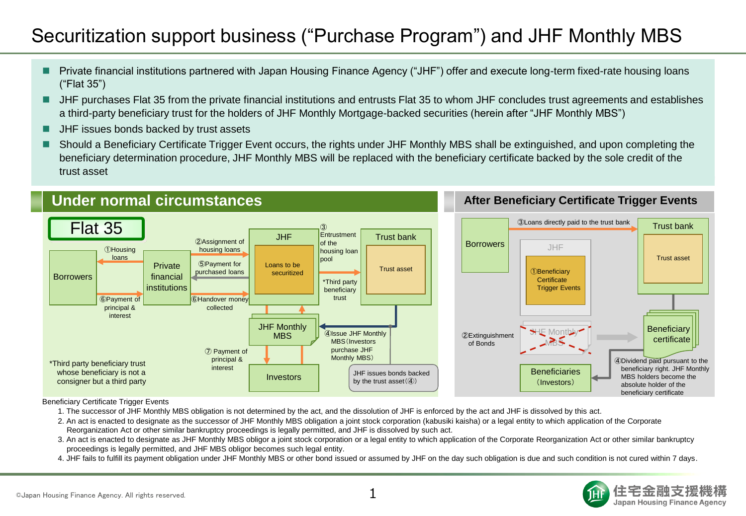# Securitization support business ("Purchase Program") and JHF Monthly MBS

- Private financial institutions partnered with Japan Housing Finance Agency ("JHF") offer and execute long-term fixed-rate housing loans ("Flat 35")
- JHF purchases Flat 35 from the private financial institutions and entrusts Flat 35 to whom JHF concludes trust agreements and establishes a third-party beneficiary trust for the holders of JHF Monthly Mortgage-backed securities (herein after "JHF Monthly MBS")
- JHF issues bonds backed by trust assets
- Should a Beneficiary Certificate Trigger Event occurs, the rights under JHF Monthly MBS shall be extinguished, and upon completing the beneficiary determination procedure, JHF Monthly MBS will be replaced with the beneficiary certificate backed by the sole credit of the trust asset

## Under normal circumstances

Flat 35

- Borrowers
- Private financial institutions
- JHF: Loans to be securitized
- Trust bank: Trust asset
- JHF Monthly MBS
- Investors

①Housing loans

②Assignment of housing loans

③Entrustment of the housing loan pool

*Third party beneficiary trust

④Issue JHF Monthly MBS（Investors purchase JHF Monthly MBS）

⑤Payment for purchased loans

⑥Payment of principal & interest

⑥Handover money collected

⑦ Payment of principal & interest

JHF issues bonds backed by the trust asset（④）

*Third party beneficiary trust whose beneficiary is not a consigner but a third party

## After Beneficiary Certificate Trigger Events

- Borrowers
- JHF: ①Beneficiary Certificate Trigger Events
- Trust bank: Trust asset
- JHF Monthly MBS (crossed out)
- Beneficiary certificate
- Beneficiaries（Investors）

③Loans directly paid to the trust bank

②Extinguishment of Bonds

④Dividend paid pursuant to the beneficiary right. JHF Monthly MBS holders become the absolute holder of the beneficiary certificate

Beneficiary Certificate Trigger Events

1. The successor of JHF Monthly MBS obligation is not determined by the act, and the dissolution of JHF is enforced by the act and JHF is dissolved by this act.
2. An act is enacted to designate as the successor of JHF Monthly MBS obligation a joint stock corporation (kabusiki kaisha) or a legal entity to which application of the Corporate Reorganization Act or other similar bankruptcy proceedings is legally permitted, and JHF is dissolved by such act.
3. An act is enacted to designate as JHF Monthly MBS obligor a joint stock corporation or a legal entity to which application of the Corporate Reorganization Act or other similar bankruptcy proceedings is legally permitted, and JHF MBS obligor becomes such legal entity.
4. JHF fails to fulfill its payment obligation under JHF Monthly MBS or other bond issued or assumed by JHF on the day such obligation is due and such condition is not cured within 7 days.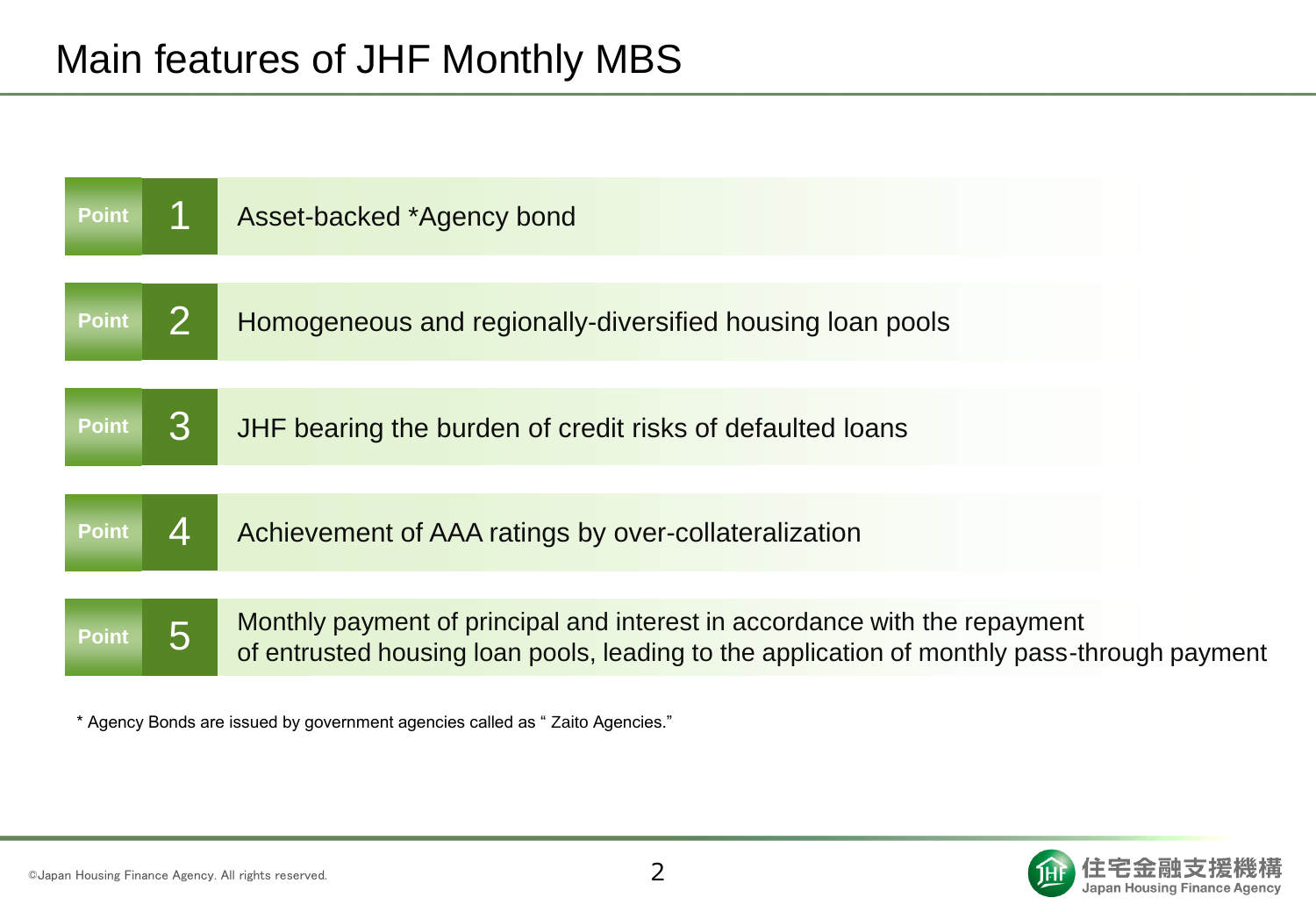# Main features of JHF Monthly MBS

**Point 1** Asset-backed *Agency bond

**Point 2** Homogeneous and regionally-diversified housing loan pools

**Point 3** JHF bearing the burden of credit risks of defaulted loans

**Point 4** Achievement of AAA ratings by over-collateralization

**Point 5** Monthly payment of principal and interest in accordance with the repayment of entrusted housing loan pools, leading to the application of monthly pass-through payment

* Agency Bonds are issued by government agencies called as " Zaito Agencies."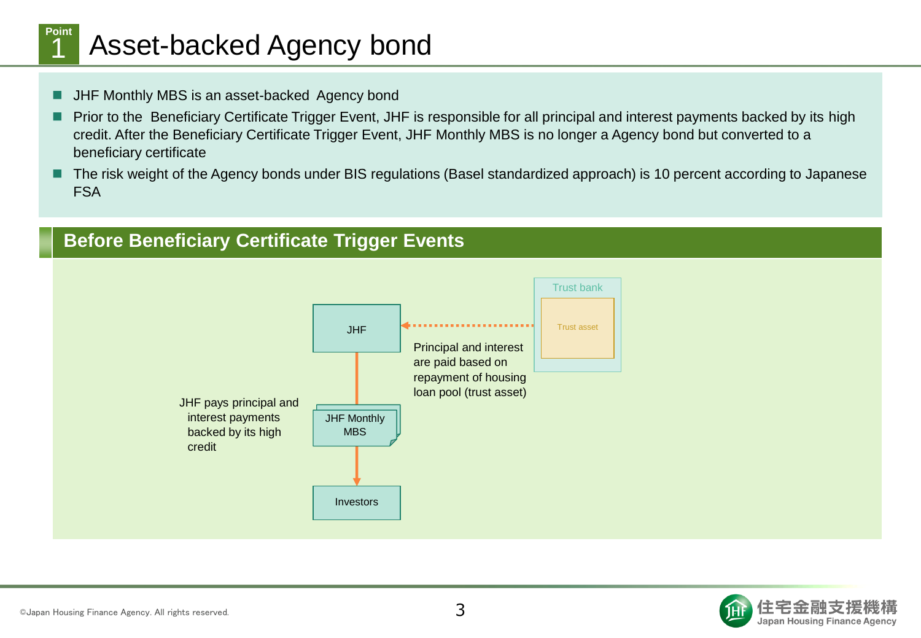# Point 1 Asset-backed Agency bond

- JHF Monthly MBS is an asset-backed Agency bond
- Prior to the Beneficiary Certificate Trigger Event, JHF is responsible for all principal and interest payments backed by its high credit. After the Beneficiary Certificate Trigger Event, JHF Monthly MBS is no longer a Agency bond but converted to a beneficiary certificate
- The risk weight of the Agency bonds under BIS regulations (Basel standardized approach) is 10 percent according to Japanese FSA

## Before Beneficiary Certificate Trigger Events

Trust bank

Trust asset

JHF

Principal and interest are paid based on repayment of housing loan pool (trust asset)

JHF pays principal and interest payments backed by its high credit

JHF Monthly MBS

Investors

©Japan Housing Finance Agency. All rights reserved.

住宅金融支援機構 Japan Housing Finance Agency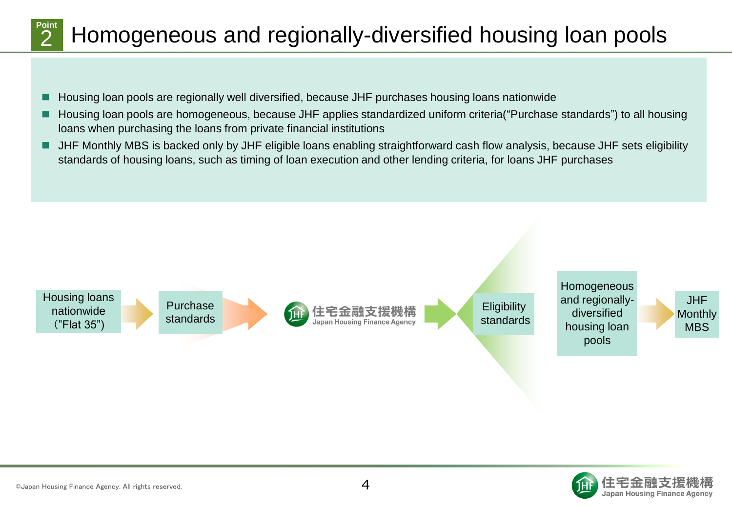# Point 2 Homogeneous and regionally-diversified housing loan pools

- Housing loan pools are regionally well diversified, because JHF purchases housing loans nationwide
- Housing loan pools are homogeneous, because JHF applies standardized uniform criteria(“Purchase standards”) to all housing loans when purchasing the loans from private financial institutions
- JHF Monthly MBS is backed only by JHF eligible loans enabling straightforward cash flow analysis, because JHF sets eligibility standards of housing loans, such as timing of loan execution and other lending criteria, for loans JHF purchases

Housing loans nationwide (”Flat 35”) → Purchase standards → 住宅金融支援機構 Japan Housing Finance Agency → Eligibility standards → Homogeneous and regionally-diversified housing loan pools → JHF Monthly MBS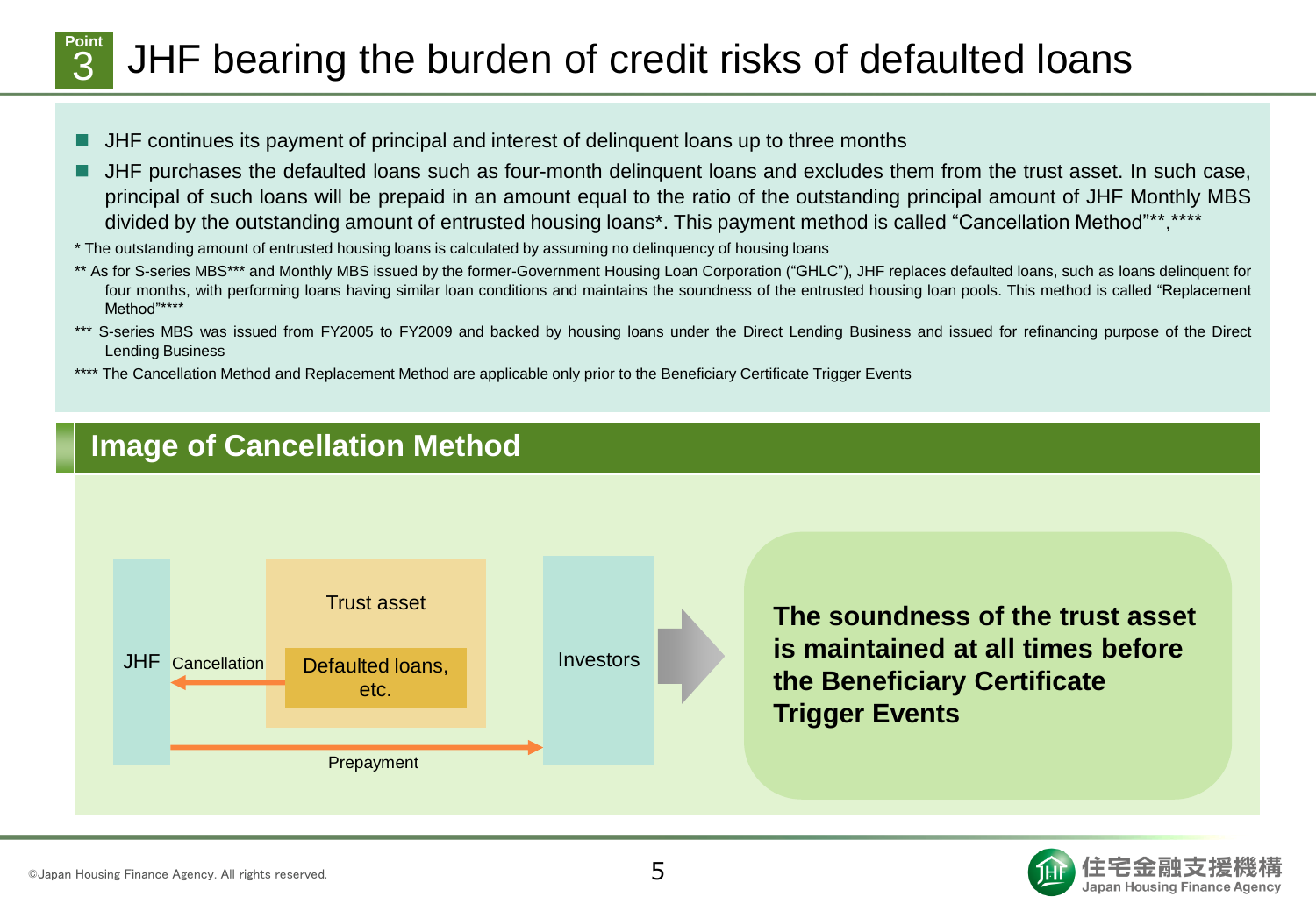# Point 3 JHF bearing the burden of credit risks of defaulted loans

- JHF continues its payment of principal and interest of delinquent loans up to three months
- JHF purchases the defaulted loans such as four-month delinquent loans and excludes them from the trust asset. In such case, principal of such loans will be prepaid in an amount equal to the ratio of the outstanding principal amount of JHF Monthly MBS divided by the outstanding amount of entrusted housing loans*. This payment method is called "Cancellation Method"**,****

\* The outstanding amount of entrusted housing loans is calculated by assuming no delinquency of housing loans

\*\* As for S-series MBS*** and Monthly MBS issued by the former-Government Housing Loan Corporation ("GHLC"), JHF replaces defaulted loans, such as loans delinquent for four months, with performing loans having similar loan conditions and maintains the soundness of the entrusted housing loan pools. This method is called "Replacement Method"****

\*\*\* S-series MBS was issued from FY2005 to FY2009 and backed by housing loans under the Direct Lending Business and issued for refinancing purpose of the Direct Lending Business

\*\*\*\* The Cancellation Method and Replacement Method are applicable only prior to the Beneficiary Certificate Trigger Events

## Image of Cancellation Method

JHF — Cancellation ← Trust asset (Defaulted loans, etc.)

JHF — Prepayment → Investors

**The soundness of the trust asset is maintained at all times before the Beneficiary Certificate Trigger Events**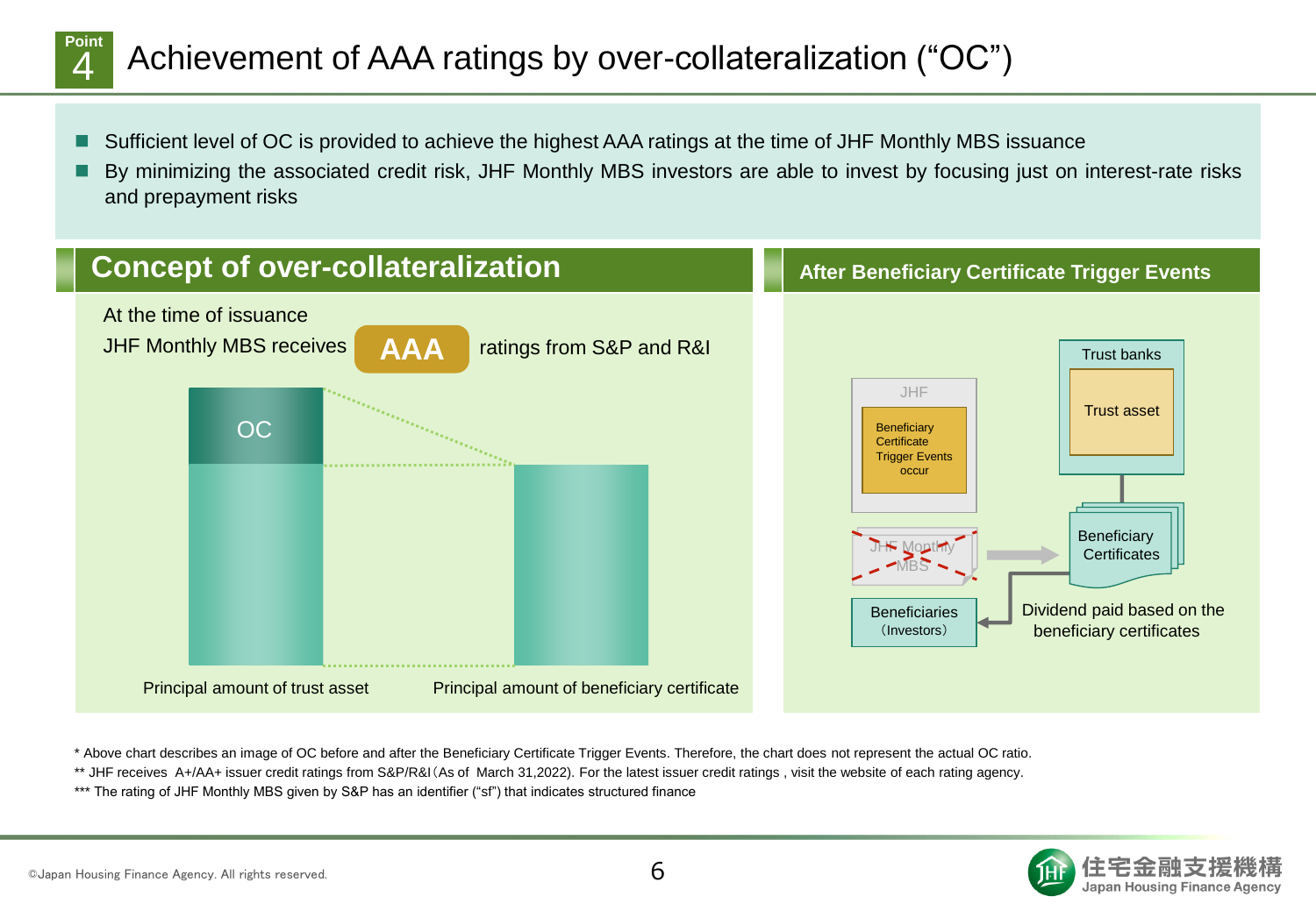# Point 4 Achievement of AAA ratings by over-collateralization (“OC”)

- Sufficient level of OC is provided to achieve the highest AAA ratings at the time of JHF Monthly MBS issuance
- By minimizing the associated credit risk, JHF Monthly MBS investors are able to invest by focusing just on interest-rate risks and prepayment risks

## Concept of over-collateralization

At the time of issuance

JHF Monthly MBS receives **AAA** ratings from S&P and R&I

OC

Principal amount of trust asset

Principal amount of beneficiary certificate

## After Beneficiary Certificate Trigger Events

JHF

Beneficiary Certificate Trigger Events occur

JHF Monthly MBS

Trust banks

Trust asset

Beneficiary Certificates

Beneficiaries (Investors)

Dividend paid based on the beneficiary certificates

\* Above chart describes an image of OC before and after the Beneficiary Certificate Trigger Events. Therefore, the chart does not represent the actual OC ratio.

\*\* JHF receives A+/AA+ issuer credit ratings from S&P/R&I (As of March 31,2022). For the latest issuer credit ratings , visit the website of each rating agency.

\*\*\* The rating of JHF Monthly MBS given by S&P has an identifier (“sf”) that indicates structured finance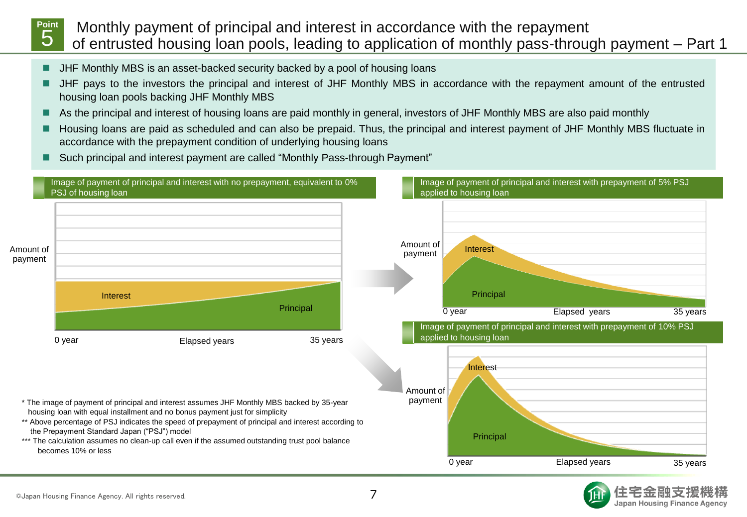# Point 5 Monthly payment of principal and interest in accordance with the repayment of entrusted housing loan pools, leading to application of monthly pass-through payment – Part 1

- JHF Monthly MBS is an asset-backed security backed by a pool of housing loans
- JHF pays to the investors the principal and interest of JHF Monthly MBS in accordance with the repayment amount of the entrusted housing loan pools backing JHF Monthly MBS
- As the principal and interest of housing loans are paid monthly in general, investors of JHF Monthly MBS are also paid monthly
- Housing loans are paid as scheduled and can also be prepaid. Thus, the principal and interest payment of JHF Monthly MBS fluctuate in accordance with the prepayment condition of underlying housing loans
- Such principal and interest payment are called "Monthly Pass-through Payment"

### Image of payment of principal and interest with no prepayment, equivalent to 0% PSJ of housing loan

Amount of payment

Interest

Principal

0 year — Elapsed years — 35 years

### Image of payment of principal and interest with prepayment of 5% PSJ applied to housing loan

Amount of payment

Interest

Principal

0 year — Elapsed years — 35 years

### Image of payment of principal and interest with prepayment of 10% PSJ applied to housing loan

Amount of payment

Interest

Principal

0 year — Elapsed years — 35 years

\* The image of payment of principal and interest assumes JHF Monthly MBS backed by 35-year housing loan with equal installment and no bonus payment just for simplicity

\** Above percentage of PSJ indicates the speed of prepayment of principal and interest according to the Prepayment Standard Japan ("PSJ") model

\*** The calculation assumes no clean-up call even if the assumed outstanding trust pool balance becomes 10% or less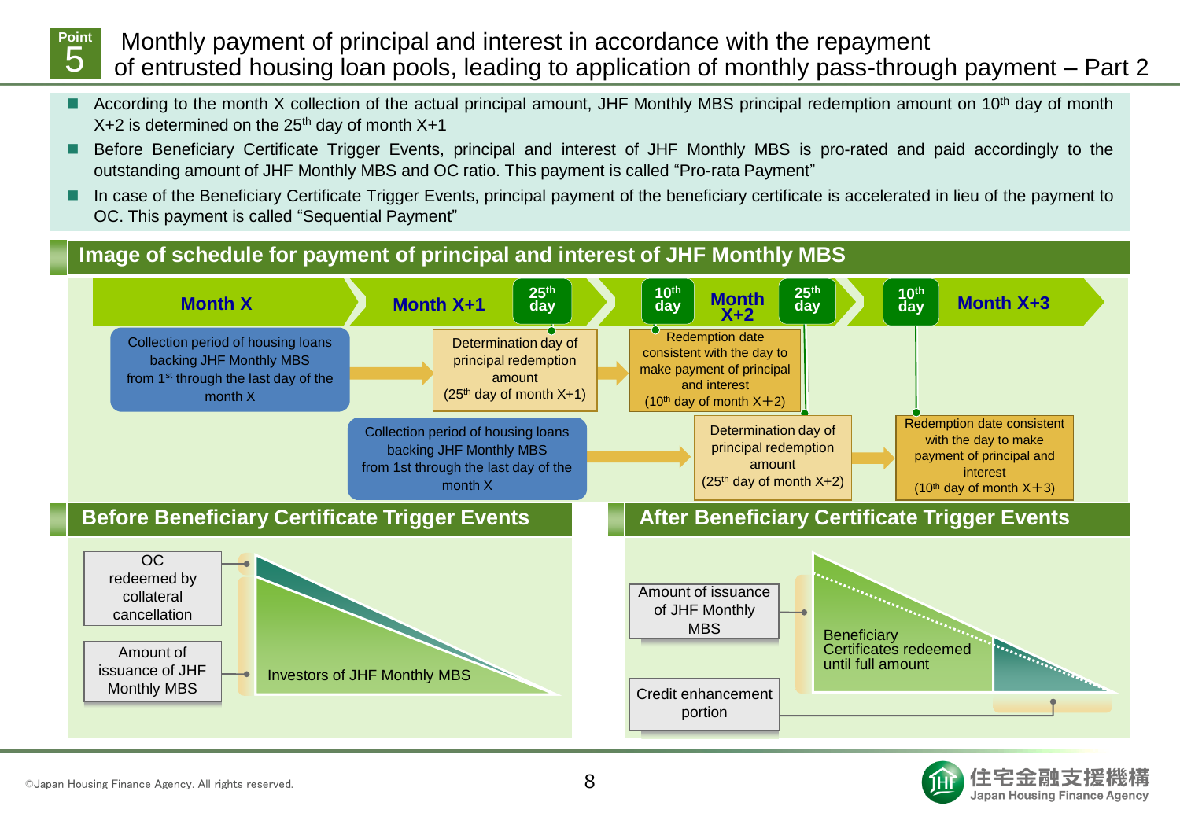# Point 5 Monthly payment of principal and interest in accordance with the repayment of entrusted housing loan pools, leading to application of monthly pass-through payment – Part 2

- According to the month X collection of the actual principal amount, JHF Monthly MBS principal redemption amount on 10th day of month X+2 is determined on the 25th day of month X+1
- Before Beneficiary Certificate Trigger Events, principal and interest of JHF Monthly MBS is pro-rated and paid accordingly to the outstanding amount of JHF Monthly MBS and OC ratio. This payment is called "Pro-rata Payment"
- In case of the Beneficiary Certificate Trigger Events, principal payment of the beneficiary certificate is accelerated in lieu of the payment to OC. This payment is called "Sequential Payment"

## Image of schedule for payment of principal and interest of JHF Monthly MBS

Month X → Month X+1 (25th day) → (10th day) Month X+2 (25th day) → (10th day) Month X+3

- Collection period of housing loans backing JHF Monthly MBS from 1st through the last day of the month X → Determination day of principal redemption amount (25th day of month X+1) → Redemption date consistent with the day to make payment of principal and interest (10th day of month X+2)
- Collection period of housing loans backing JHF Monthly MBS from 1st through the last day of the month X → Determination day of principal redemption amount (25th day of month X+2) → Redemption date consistent with the day to make payment of principal and interest (10th day of month X+3)

## Before Beneficiary Certificate Trigger Events

- OC redeemed by collateral cancellation
- Amount of issuance of JHF Monthly MBS
- Investors of JHF Monthly MBS

## After Beneficiary Certificate Trigger Events

- Amount of issuance of JHF Monthly MBS
- Credit enhancement portion
- Beneficiary Certificates redeemed until full amount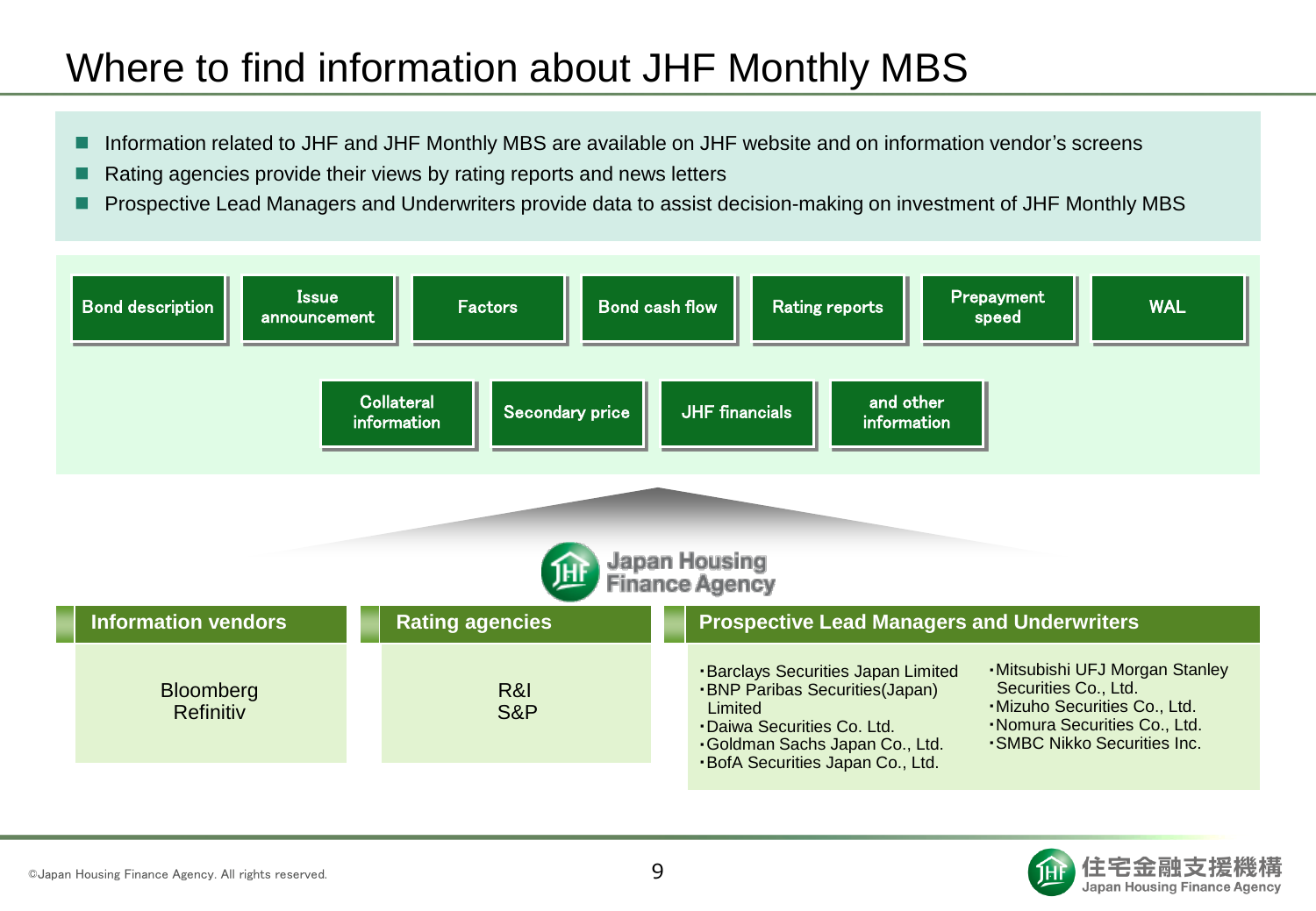# Where to find information about JHF Monthly MBS

- Information related to JHF and JHF Monthly MBS are available on JHF website and on information vendor's screens
- Rating agencies provide their views by rating reports and news letters
- Prospective Lead Managers and Underwriters provide data to assist decision-making on investment of JHF Monthly MBS

Bond description | Issue announcement | Factors | Bond cash flow | Rating reports | Prepayment speed | WAL

Collateral information | Secondary price | JHF financials | and other information

Japan Housing Finance Agency

| Information vendors | Rating agencies | Prospective Lead Managers and Underwriters |
|---|---|---|
| Bloomberg<br>Refinitiv | R&I<br>S&P | ・Barclays Securities Japan Limited<br>・BNP Paribas Securities(Japan) Limited<br>・Daiwa Securities Co. Ltd.<br>・Goldman Sachs Japan Co., Ltd.<br>・BofA Securities Japan Co., Ltd.<br>・Mitsubishi UFJ Morgan Stanley Securities Co., Ltd.<br>・Mizuho Securities Co., Ltd.<br>・Nomura Securities Co., Ltd.<br>・SMBC Nikko Securities Inc. |

©Japan Housing Finance Agency. All rights reserved.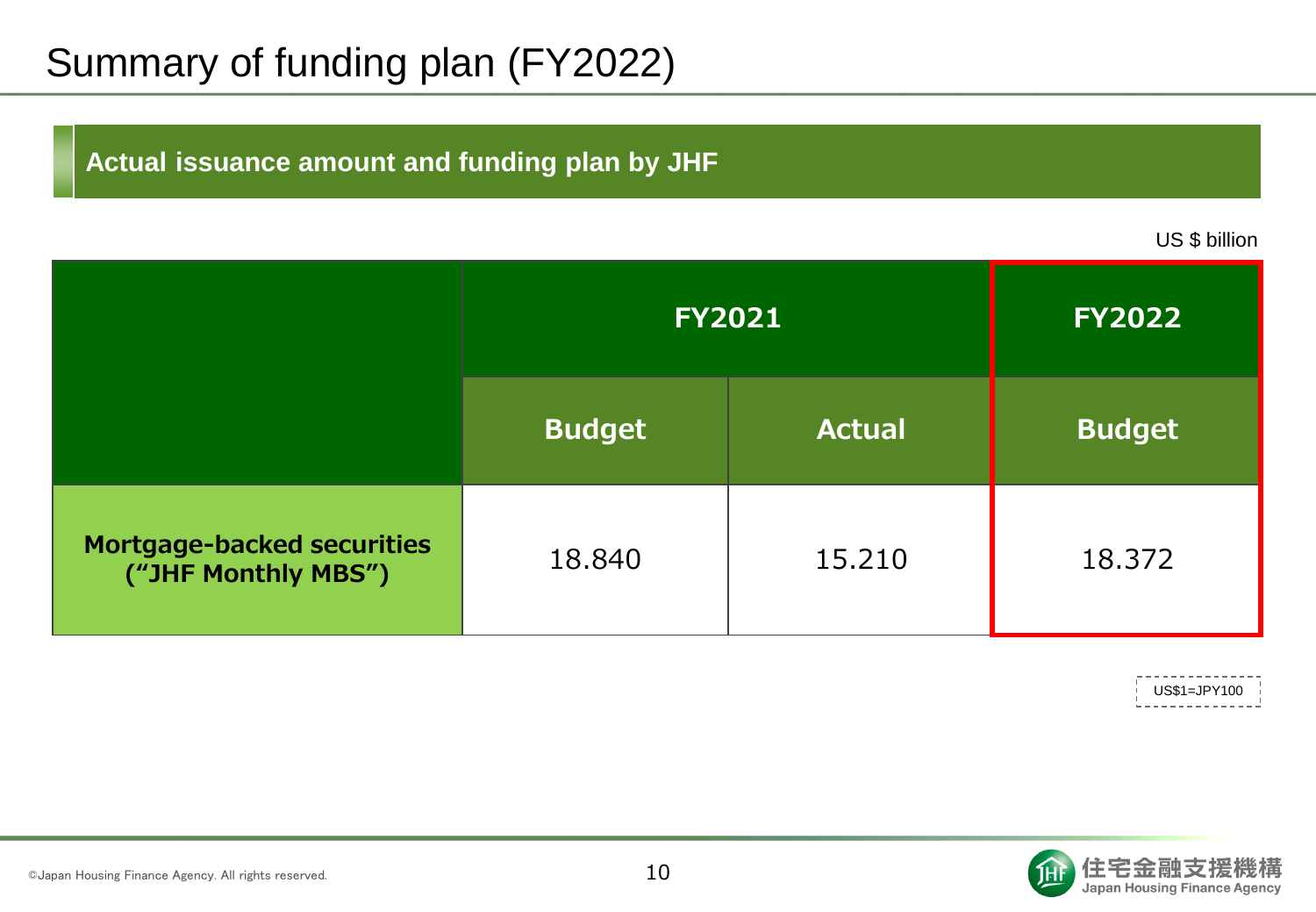# Summary of funding plan (FY2022)

## Actual issuance amount and funding plan by JHF

US $ billion

| | FY2021 | | FY2022 |
|---|---|---|---|
| | Budget | Actual | Budget |
| **Mortgage-backed securities ("JHF Monthly MBS")** | 18.840 | 15.210 | 18.372 |

US$1=JPY100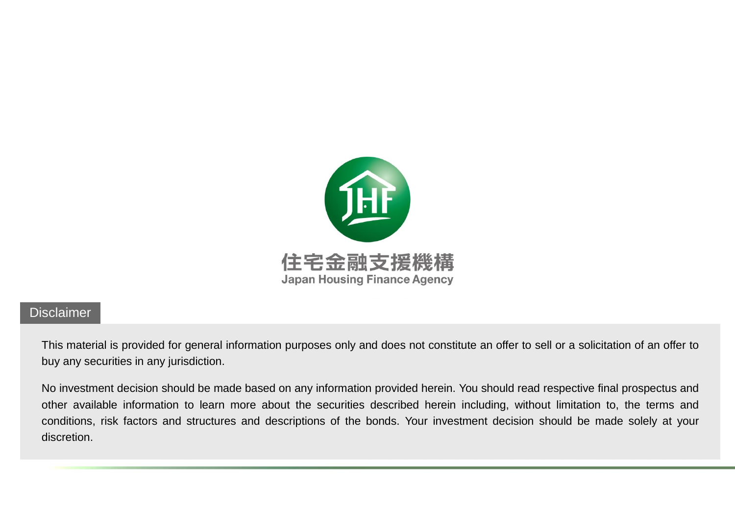住宅金融支援機構
Japan Housing Finance Agency

## Disclaimer

This material is provided for general information purposes only and does not constitute an offer to sell or a solicitation of an offer to buy any securities in any jurisdiction.

No investment decision should be made based on any information provided herein. You should read respective final prospectus and other available information to learn more about the securities described herein including, without limitation to, the terms and conditions, risk factors and structures and descriptions of the bonds. Your investment decision should be made solely at your discretion.